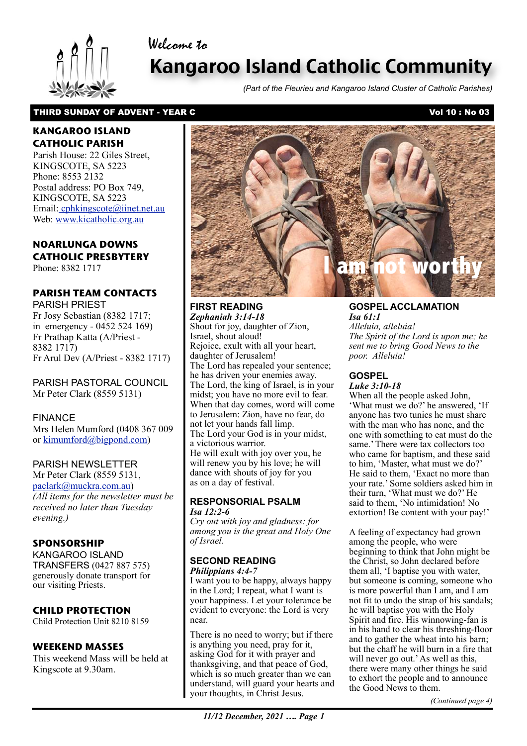Welcome to

# Kangaroo Island Catholic Community

*(Part of the Fleurieu and Kangaroo Island Cluster of Catholic Parishes)*

**THIRD SUNDAY OF ADVENT - YEAR C** **Vol 10 : No 03**

## KANGAROO ISLAND CATHOLIC PARISH

Parish House: 22 Giles Street, KINGSCOTE, SA 5223
Phone: 8553 2132
Postal address: PO Box 749, KINGSCOTE, SA 5223
Email: cphkingscote@iinet.net.au
Web: www.kicatholic.org.au

## NOARLUNGA DOWNS CATHOLIC PRESBYTERY

Phone: 8382 1717

## PARISH TEAM CONTACTS

PARISH PRIEST
Fr Josy Sebastian (8382 1717; in emergency - 0452 524 169)
Fr Prathap Katta (A/Priest - 8382 1717)
Fr Arul Dev (A/Priest - 8382 1717)

PARISH PASTORAL COUNCIL
Mr Peter Clark (8559 5131)

FINANCE
Mrs Helen Mumford (0408 367 009 or kimumford@bigpond.com)

PARISH NEWSLETTER
Mr Peter Clark (8559 5131, paclark@muckra.com.au)
*(All items for the newsletter must be received no later than Tuesday evening.)*

## SPONSORSHIP

KANGAROO ISLAND TRANSFERS (0427 887 575) generously donate transport for our visiting Priests.

## CHILD PROTECTION

Child Protection Unit 8210 8159

## WEEKEND MASSES

This weekend Mass will be held at Kingscote at 9.30am.

I am not worthy

## FIRST READING

***Zephaniah 3:14-18***

Shout for joy, daughter of Zion, Israel, shout aloud!
Rejoice, exult with all your heart, daughter of Jerusalem!
The Lord has repealed your sentence; he has driven your enemies away.
The Lord, the king of Israel, is in your midst; you have no more evil to fear.
When that day comes, word will come to Jerusalem: Zion, have no fear, do not let your hands fall limp.
The Lord your God is in your midst, a victorious warrior.
He will exult with joy over you, he will renew you by his love; he will dance with shouts of joy for you as on a day of festival.

## RESPONSORIAL PSALM

***Isa 12:2-6***

*Cry out with joy and gladness: for among you is the great and Holy One of Israel.*

## SECOND READING

***Philippians 4:4-7***

I want you to be happy, always happy in the Lord; I repeat, what I want is your happiness. Let your tolerance be evident to everyone: the Lord is very near.

There is no need to worry; but if there is anything you need, pray for it, asking God for it with prayer and thanksgiving, and that peace of God, which is so much greater than we can understand, will guard your hearts and your thoughts, in Christ Jesus.

## GOSPEL ACCLAMATION

***Isa 61:1***

*Alleluia, alleluia!*
*The Spirit of the Lord is upon me; he sent me to bring Good News to the poor. Alleluia!*

## GOSPEL

***Luke 3:10-18***

When all the people asked John, 'What must we do?' he answered, 'If anyone has two tunics he must share with the man who has none, and the one with something to eat must do the same.' There were tax collectors too who came for baptism, and these said to him, 'Master, what must we do?' He said to them, 'Exact no more than your rate.' Some soldiers asked him in their turn, 'What must we do?' He said to them, 'No intimidation! No extortion! Be content with your pay!'

A feeling of expectancy had grown among the people, who were beginning to think that John might be the Christ, so John declared before them all, 'I baptise you with water, but someone is coming, someone who is more powerful than I am, and I am not fit to undo the strap of his sandals; he will baptise you with the Holy Spirit and fire. His winnowing-fan is in his hand to clear his threshing-floor and to gather the wheat into his barn; but the chaff he will burn in a fire that will never go out.' As well as this, there were many other things he said to exhort the people and to announce the Good News to them.

*(Continued page 4)*

*11/12 December, 2021 ….*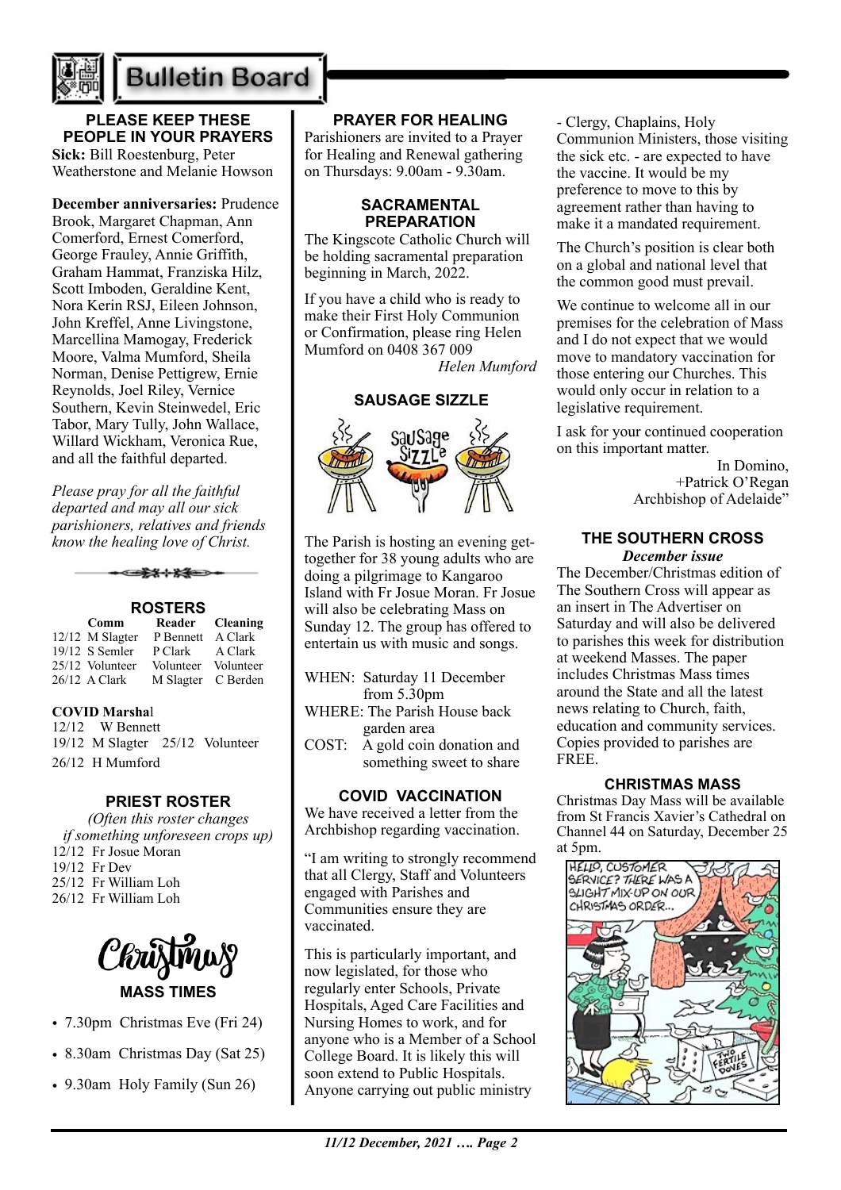# Bulletin Board

## PLEASE KEEP THESE PEOPLE IN YOUR PRAYERS

**Sick:** Bill Roestenburg, Peter Weatherstone and Melanie Howson

**December anniversaries:** Prudence Brook, Margaret Chapman, Ann Comerford, Ernest Comerford, George Frauley, Annie Griffith, Graham Hammat, Franziska Hilz, Scott Imboden, Geraldine Kent, Nora Kerin RSJ, Eileen Johnson, John Kreffel, Anne Livingstone, Marcellina Mamogay, Frederick Moore, Valma Mumford, Sheila Norman, Denise Pettigrew, Ernie Reynolds, Joel Riley, Vernice Southern, Kevin Steinwedel, Eric Tabor, Mary Tully, John Wallace, Willard Wickham, Veronica Rue, and all the faithful departed.

*Please pray for all the faithful departed and may all our sick parishioners, relatives and friends know the healing love of Christ.*

## ROSTERS

| | Comm | Reader | Cleaning |
|---|---|---|---|
| 12/12 | M Slagter | P Bennett | A Clark |
| 19/12 | S Semler | P Clark | A Clark |
| 25/12 | Volunteer | Volunteer | Volunteer |
| 26/12 | A Clark | M Slagter | C Berden |

**COVID Marshal**

12/12 W Bennett
19/12 M Slagter 25/12 Volunteer
26/12 H Mumford

## PRIEST ROSTER

*(Often this roster changes if something unforeseen crops up)*

12/12 Fr Josue Moran
19/12 Fr Dev
25/12 Fr William Loh
26/12 Fr William Loh

## Christmas MASS TIMES

- 7.30pm Christmas Eve (Fri 24)
- 8.30am Christmas Day (Sat 25)
- 9.30am Holy Family (Sun 26)

## PRAYER FOR HEALING

Parishioners are invited to a Prayer for Healing and Renewal gathering on Thursdays: 9.00am - 9.30am.

## SACRAMENTAL PREPARATION

The Kingscote Catholic Church will be holding sacramental preparation beginning in March, 2022.

If you have a child who is ready to make their First Holy Communion or Confirmation, please ring Helen Mumford on 0408 367 009

*Helen Mumford*

## SAUSAGE SIZZLE

The Parish is hosting an evening get-together for 38 young adults who are doing a pilgrimage to Kangaroo Island with Fr Josue Moran. Fr Josue will also be celebrating Mass on Sunday 12. The group has offered to entertain us with music and songs.

WHEN: Saturday 11 December from 5.30pm
WHERE: The Parish House back garden area
COST: A gold coin donation and something sweet to share

## COVID VACCINATION

We have received a letter from the Archbishop regarding vaccination.

"I am writing to strongly recommend that all Clergy, Staff and Volunteers engaged with Parishes and Communities ensure they are vaccinated.

This is particularly important, and now legislated, for those who regularly enter Schools, Private Hospitals, Aged Care Facilities and Nursing Homes to work, and for anyone who is a Member of a School College Board. It is likely this will soon extend to Public Hospitals. Anyone carrying out public ministry - Clergy, Chaplains, Holy Communion Ministers, those visiting the sick etc. - are expected to have the vaccine. It would be my preference to move to this by agreement rather than having to make it a mandated requirement.

The Church's position is clear both on a global and national level that the common good must prevail.

We continue to welcome all in our premises for the celebration of Mass and I do not expect that we would move to mandatory vaccination for those entering our Churches. This would only occur in relation to a legislative requirement.

I ask for your continued cooperation on this important matter.

In Domino,
+Patrick O'Regan
Archbishop of Adelaide"

## THE SOUTHERN CROSS

***December issue***

The December/Christmas edition of The Southern Cross will appear as an insert in The Advertiser on Saturday and will also be delivered to parishes this week for distribution at weekend Masses. The paper includes Christmas Mass times around the State and all the latest news relating to Church, faith, education and community services. Copies provided to parishes are FREE.

## CHRISTMAS MASS

Christmas Day Mass will be available from St Francis Xavier's Cathedral on Channel 44 on Saturday, December 25 at 5pm.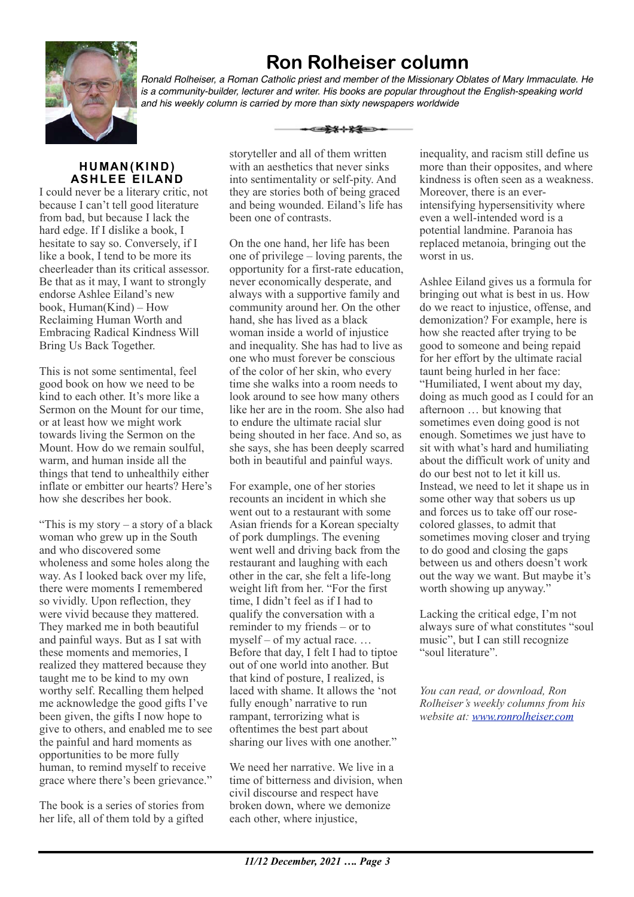# Ron Rolheiser column

*Ronald Rolheiser, a Roman Catholic priest and member of the Missionary Oblates of Mary Immaculate. He is a community-builder, lecturer and writer. His books are popular throughout the English-speaking world and his weekly column is carried by more than sixty newspapers worldwide*

## HUMAN(KIND) ASHLEE EILAND

I could never be a literary critic, not because I can't tell good literature from bad, but because I lack the hard edge. If I dislike a book, I hesitate to say so. Conversely, if I like a book, I tend to be more its cheerleader than its critical assessor. Be that as it may, I want to strongly endorse Ashlee Eiland's new book, Human(Kind) – How Reclaiming Human Worth and Embracing Radical Kindness Will Bring Us Back Together.

This is not some sentimental, feel good book on how we need to be kind to each other. It's more like a Sermon on the Mount for our time, or at least how we might work towards living the Sermon on the Mount. How do we remain soulful, warm, and human inside all the things that tend to unhealthily either inflate or embitter our hearts? Here's how she describes her book.

"This is my story – a story of a black woman who grew up in the South and who discovered some wholeness and some holes along the way. As I looked back over my life, there were moments I remembered so vividly. Upon reflection, they were vivid because they mattered. They marked me in both beautiful and painful ways. But as I sat with these moments and memories, I realized they mattered because they taught me to be kind to my own worthy self. Recalling them helped me acknowledge the good gifts I've been given, the gifts I now hope to give to others, and enabled me to see the painful and hard moments as opportunities to be more fully human, to remind myself to receive grace where there's been grievance."

The book is a series of stories from her life, all of them told by a gifted storyteller and all of them written with an aesthetics that never sinks into sentimentality or self-pity. And they are stories both of being graced and being wounded. Eiland's life has been one of contrasts.

On the one hand, her life has been one of privilege – loving parents, the opportunity for a first-rate education, never economically desperate, and always with a supportive family and community around her. On the other hand, she has lived as a black woman inside a world of injustice and inequality. She has had to live as one who must forever be conscious of the color of her skin, who every time she walks into a room needs to look around to see how many others like her are in the room. She also had to endure the ultimate racial slur being shouted in her face. And so, as she says, she has been deeply scarred both in beautiful and painful ways.

For example, one of her stories recounts an incident in which she went out to a restaurant with some Asian friends for a Korean specialty of pork dumplings. The evening went well and driving back from the restaurant and laughing with each other in the car, she felt a life-long weight lift from her. "For the first time, I didn't feel as if I had to qualify the conversation with a reminder to my friends – or to myself – of my actual race. … Before that day, I felt I had to tiptoe out of one world into another. But that kind of posture, I realized, is laced with shame. It allows the 'not fully enough' narrative to run rampant, terrorizing what is oftentimes the best part about sharing our lives with one another."

We need her narrative. We live in a time of bitterness and division, when civil discourse and respect have broken down, where we demonize each other, where injustice, inequality, and racism still define us more than their opposites, and where kindness is often seen as a weakness. Moreover, there is an ever-intensifying hypersensitivity where even a well-intended word is a potential landmine. Paranoia has replaced metanoia, bringing out the worst in us.

Ashlee Eiland gives us a formula for bringing out what is best in us. How do we react to injustice, offense, and demonization? For example, here is how she reacted after trying to be good to someone and being repaid for her effort by the ultimate racial taunt being hurled in her face: "Humiliated, I went about my day, doing as much good as I could for an afternoon … but knowing that sometimes even doing good is not enough. Sometimes we just have to sit with what's hard and humiliating about the difficult work of unity and do our best not to let it kill us. Instead, we need to let it shape us in some other way that sobers us up and forces us to take off our rose-colored glasses, to admit that sometimes moving closer and trying to do good and closing the gaps between us and others doesn't work out the way we want. But maybe it's worth showing up anyway."

Lacking the critical edge, I'm not always sure of what constitutes "soul music", but I can still recognize "soul literature".

*You can read, or download, Ron Rolheiser's weekly columns from his website at: [www.ronrolheiser.com](http://www.ronrolheiser.com)*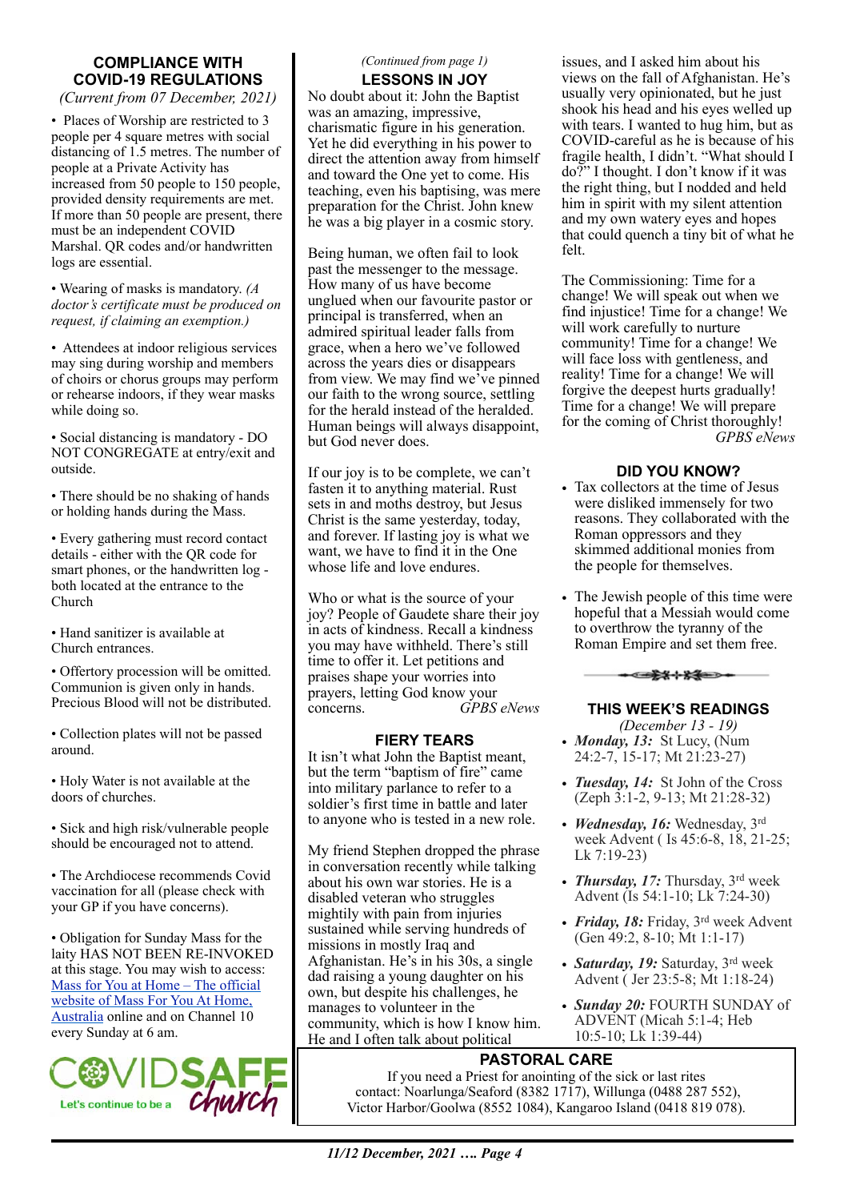## COMPLIANCE WITH COVID-19 REGULATIONS

*(Current from 07 December, 2021)*

- Places of Worship are restricted to 3 people per 4 square metres with social distancing of 1.5 metres. The number of people at a Private Activity has increased from 50 people to 150 people, provided density requirements are met. If more than 50 people are present, there must be an independent COVID Marshal. QR codes and/or handwritten logs are essential.
- Wearing of masks is mandatory. *(A doctor's certificate must be produced on request, if claiming an exemption.)*
- Attendees at indoor religious services may sing during worship and members of choirs or chorus groups may perform or rehearse indoors, if they wear masks while doing so.
- Social distancing is mandatory - DO NOT CONGREGATE at entry/exit and outside.
- There should be no shaking of hands or holding hands during the Mass.
- Every gathering must record contact details - either with the QR code for smart phones, or the handwritten log - both located at the entrance to the Church
- Hand sanitizer is available at Church entrances.
- Offertory procession will be omitted. Communion is given only in hands. Precious Blood will not be distributed.
- Collection plates will not be passed around.
- Holy Water is not available at the doors of churches.
- Sick and high risk/vulnerable people should be encouraged not to attend.
- The Archdiocese recommends Covid vaccination for all (please check with your GP if you have concerns).
- Obligation for Sunday Mass for the laity HAS NOT BEEN RE-INVOKED at this stage. You may wish to access: Mass for You at Home – The official website of Mass For You At Home, Australia online and on Channel 10 every Sunday at 6 am.

COVIDSAFE church
Let's continue to be a

*(Continued from page 1)*

## LESSONS IN JOY

No doubt about it: John the Baptist was an amazing, impressive, charismatic figure in his generation. Yet he did everything in his power to direct the attention away from himself and toward the One yet to come. His teaching, even his baptising, was mere preparation for the Christ. John knew he was a big player in a cosmic story.

Being human, we often fail to look past the messenger to the message. How many of us have become unglued when our favourite pastor or principal is transferred, when an admired spiritual leader falls from grace, when a hero we've followed across the years dies or disappears from view. We may find we've pinned our faith to the wrong source, settling for the herald instead of the heralded. Human beings will always disappoint, but God never does.

If our joy is to be complete, we can't fasten it to anything material. Rust sets in and moths destroy, but Jesus Christ is the same yesterday, today, and forever. If lasting joy is what we want, we have to find it in the One whose life and love endures.

Who or what is the source of your joy? People of Gaudete share their joy in acts of kindness. Recall a kindness you may have withheld. There's still time to offer it. Let petitions and praises shape your worries into prayers, letting God know your concerns. *GPBS eNews*

## FIERY TEARS

It isn't what John the Baptist meant, but the term "baptism of fire" came into military parlance to refer to a soldier's first time in battle and later to anyone who is tested in a new role.

My friend Stephen dropped the phrase in conversation recently while talking about his own war stories. He is a disabled veteran who struggles mightily with pain from injuries sustained while serving hundreds of missions in mostly Iraq and Afghanistan. He's in his 30s, a single dad raising a young daughter on his own, but despite his challenges, he manages to volunteer in the community, which is how I know him. He and I often talk about political issues, and I asked him about his views on the fall of Afghanistan. He's usually very opinionated, but he just shook his head and his eyes welled up with tears. I wanted to hug him, but as COVID-careful as he is because of his fragile health, I didn't. "What should I do?" I thought. I don't know if it was the right thing, but I nodded and held him in spirit with my silent attention and my own watery eyes and hopes that could quench a tiny bit of what he felt.

The Commissioning: Time for a change! We will speak out when we find injustice! Time for a change! We will work carefully to nurture community! Time for a change! We will face loss with gentleness, and reality! Time for a change! We will forgive the deepest hurts gradually! Time for a change! We will prepare for the coming of Christ thoroughly! *GPBS eNews*

## DID YOU KNOW?

- Tax collectors at the time of Jesus were disliked immensely for two reasons. They collaborated with the Roman oppressors and they skimmed additional monies from the people for themselves.
- The Jewish people of this time were hopeful that a Messiah would come to overthrow the tyranny of the Roman Empire and set them free.

## THIS WEEK'S READINGS

*(December 13 - 19)*

- ***Monday, 13:*** St Lucy, (Num 24:2-7, 15-17; Mt 21:23-27)
- ***Tuesday, 14:*** St John of the Cross (Zeph 3:1-2, 9-13; Mt 21:28-32)
- ***Wednesday, 16:*** Wednesday, 3rd week Advent ( Is 45:6-8, 18, 21-25; Lk 7:19-23)
- ***Thursday, 17:*** Thursday, 3rd week Advent (Is 54:1-10; Lk 7:24-30)
- ***Friday, 18:*** Friday, 3rd week Advent (Gen 49:2, 8-10; Mt 1:1-17)
- ***Saturday, 19:*** Saturday, 3rd week Advent ( Jer 23:5-8; Mt 1:18-24)
- ***Sunday 20:*** FOURTH SUNDAY of ADVENT (Micah 5:1-4; Heb 10:5-10; Lk 1:39-44)

## PASTORAL CARE

If you need a Priest for anointing of the sick or last rites contact: Noarlunga/Seaford (8382 1717), Willunga (0488 287 552), Victor Harbor/Goolwa (8552 1084), Kangaroo Island (0418 819 078).